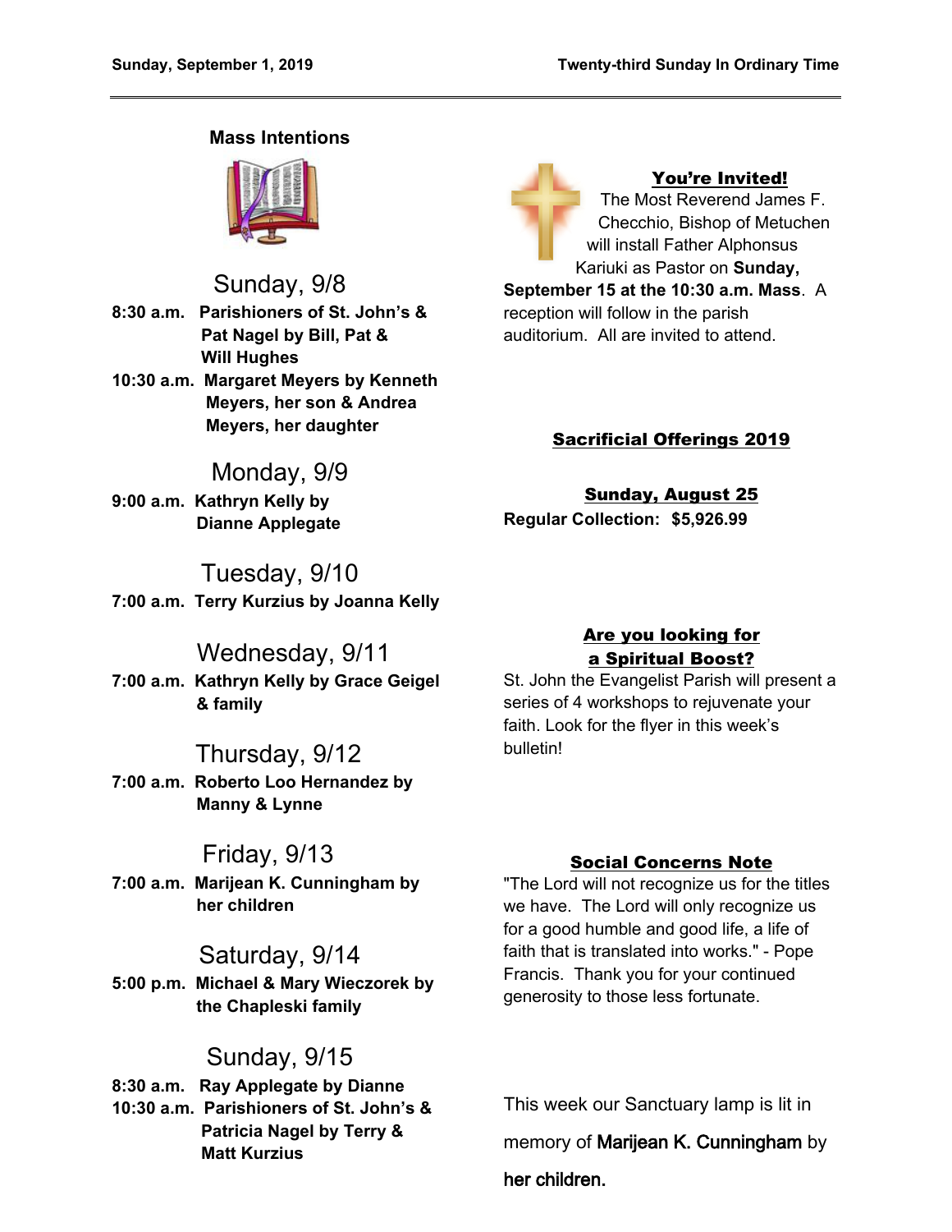## Mass Intentions

### Sunday, 9/8

**8:30 a.m.** **Parishioners of St. John's & Pat Nagel by Bill, Pat & Will Hughes**

**10:30 a.m.** **Margaret Meyers by Kenneth Meyers, her son & Andrea Meyers, her daughter**

### Monday, 9/9

**9:00 a.m.** **Kathryn Kelly by Dianne Applegate**

### Tuesday, 9/10

**7:00 a.m.** **Terry Kurzius by Joanna Kelly**

### Wednesday, 9/11

**7:00 a.m.** **Kathryn Kelly by Grace Geigel & family**

### Thursday, 9/12

**7:00 a.m.** **Roberto Loo Hernandez by Manny & Lynne**

### Friday, 9/13

**7:00 a.m.** **Marijean K. Cunningham by her children**

### Saturday, 9/14

**5:00 p.m.** **Michael & Mary Wieczorek by the Chapleski family**

### Sunday, 9/15

**8:30 a.m.** **Ray Applegate by Dianne**

**10:30 a.m.** **Parishioners of St. John's & Patricia Nagel by Terry & Matt Kurzius**

## You're Invited!

The Most Reverend James F. Checchio, Bishop of Metuchen will install Father Alphonsus Kariuki as Pastor on **Sunday, September 15 at the 10:30 a.m. Mass**. A reception will follow in the parish auditorium. All are invited to attend.

## Sacrificial Offerings 2019

**Sunday, August 25**

**Regular Collection: $5,926.99**

## Are you looking for a Spiritual Boost?

St. John the Evangelist Parish will present a series of 4 workshops to rejuvenate your faith. Look for the flyer in this week's bulletin!

## Social Concerns Note

"The Lord will not recognize us for the titles we have. The Lord will only recognize us for a good humble and good life, a life of faith that is translated into works." - Pope Francis. Thank you for your continued generosity to those less fortunate.

This week our Sanctuary lamp is lit in memory of **Marijean K. Cunningham** by **her children.**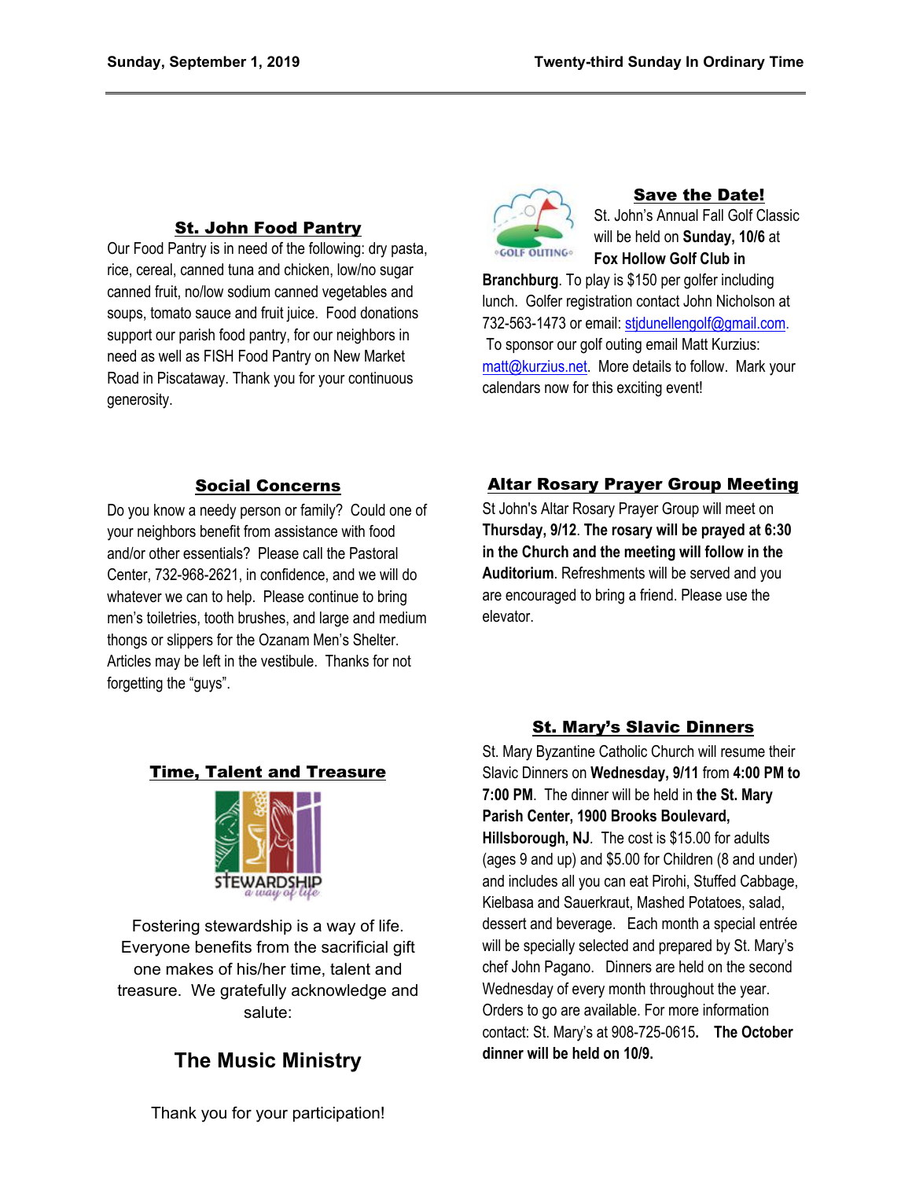## St. John Food Pantry

Our Food Pantry is in need of the following: dry pasta, rice, cereal, canned tuna and chicken, low/no sugar canned fruit, no/low sodium canned vegetables and soups, tomato sauce and fruit juice. Food donations support our parish food pantry, for our neighbors in need as well as FISH Food Pantry on New Market Road in Piscataway. Thank you for your continuous generosity.

## Social Concerns

Do you know a needy person or family? Could one of your neighbors benefit from assistance with food and/or other essentials? Please call the Pastoral Center, 732-968-2621, in confidence, and we will do whatever we can to help. Please continue to bring men's toiletries, tooth brushes, and large and medium thongs or slippers for the Ozanam Men's Shelter. Articles may be left in the vestibule. Thanks for not forgetting the "guys".

## Time, Talent and Treasure

STEWARDSHIP *a way of life*

Fostering stewardship is a way of life. Everyone benefits from the sacrificial gift one makes of his/her time, talent and treasure. We gratefully acknowledge and salute:

### The Music Ministry

Thank you for your participation!

## Save the Date!

GOLF OUTING

St. John's Annual Fall Golf Classic will be held on **Sunday, 10/6** at **Fox Hollow Golf Club in Branchburg**. To play is $150 per golfer including lunch. Golfer registration contact John Nicholson at 732-563-1473 or email: stjdunellengolf@gmail.com. To sponsor our golf outing email Matt Kurzius: matt@kurzius.net. More details to follow. Mark your calendars now for this exciting event!

## Altar Rosary Prayer Group Meeting

St John's Altar Rosary Prayer Group will meet on **Thursday, 9/12**. **The rosary will be prayed at 6:30 in the Church and the meeting will follow in the Auditorium**. Refreshments will be served and you are encouraged to bring a friend. Please use the elevator.

## St. Mary's Slavic Dinners

St. Mary Byzantine Catholic Church will resume their Slavic Dinners on **Wednesday, 9/11** from **4:00 PM to 7:00 PM**. The dinner will be held in **the St. Mary Parish Center, 1900 Brooks Boulevard, Hillsborough, NJ**. The cost is $15.00 for adults (ages 9 and up) and $5.00 for Children (8 and under) and includes all you can eat Pirohi, Stuffed Cabbage, Kielbasa and Sauerkraut, Mashed Potatoes, salad, dessert and beverage. Each month a special entrée will be specially selected and prepared by St. Mary's chef John Pagano. Dinners are held on the second Wednesday of every month throughout the year. Orders to go are available. For more information contact: St. Mary's at 908-725-0615**.** **The October dinner will be held on 10/9.**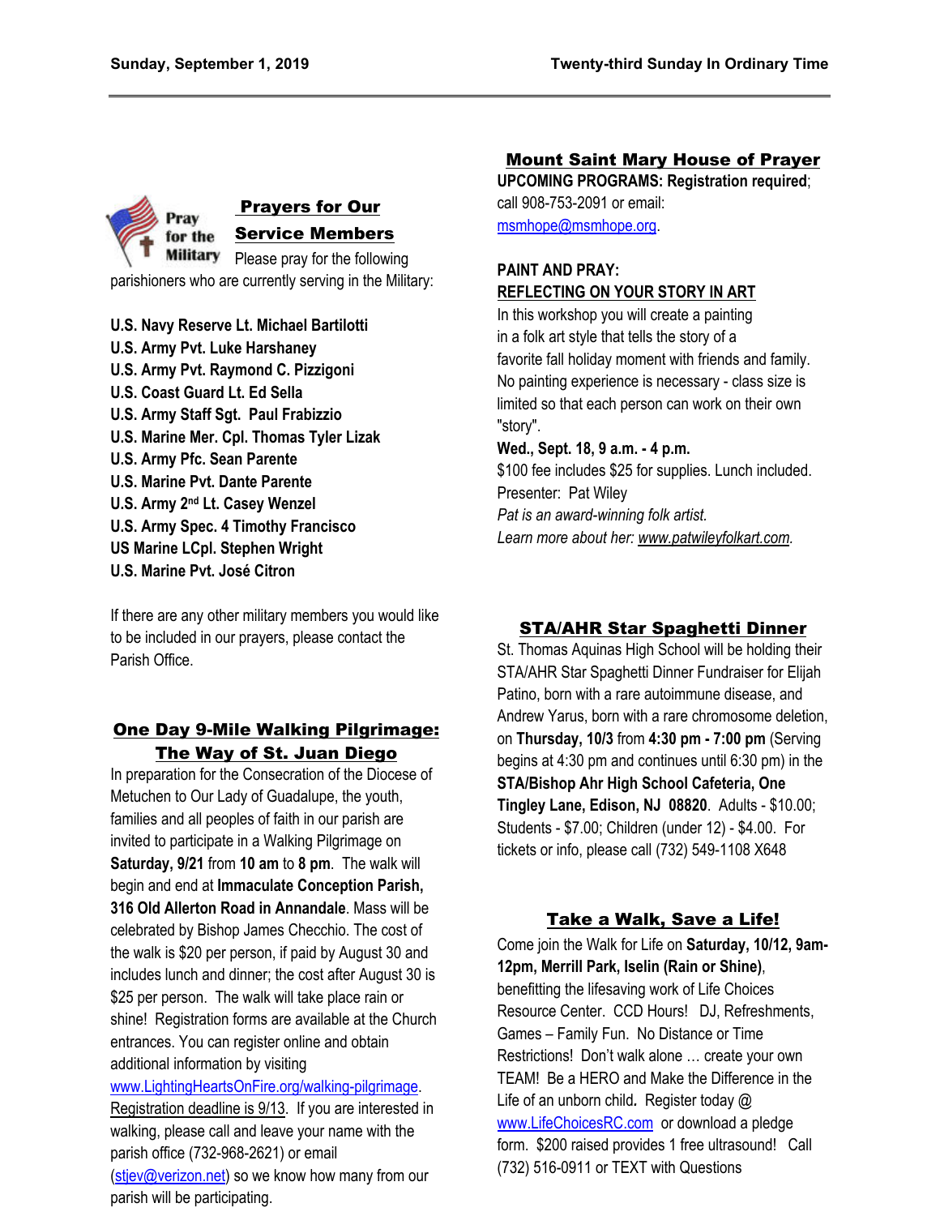## Prayers for Our Service Members

Please pray for the following parishioners who are currently serving in the Military:

**U.S. Navy Reserve Lt. Michael Bartilotti**
**U.S. Army Pvt. Luke Harshaney**
**U.S. Army Pvt. Raymond C. Pizzigoni**
**U.S. Coast Guard Lt. Ed Sella**
**U.S. Army Staff Sgt. Paul Frabizzio**
**U.S. Marine Mer. Cpl. Thomas Tyler Lizak**
**U.S. Army Pfc. Sean Parente**
**U.S. Marine Pvt. Dante Parente**
**U.S. Army 2nd Lt. Casey Wenzel**
**U.S. Army Spec. 4 Timothy Francisco**
**US Marine LCpl. Stephen Wright**
**U.S. Marine Pvt. José Citron**

If there are any other military members you would like to be included in our prayers, please contact the Parish Office.

## One Day 9-Mile Walking Pilgrimage: The Way of St. Juan Diego

In preparation for the Consecration of the Diocese of Metuchen to Our Lady of Guadalupe, the youth, families and all peoples of faith in our parish are invited to participate in a Walking Pilgrimage on **Saturday, 9/21** from **10 am** to **8 pm**. The walk will begin and end at **Immaculate Conception Parish, 316 Old Allerton Road in Annandale**. Mass will be celebrated by Bishop James Checchio. The cost of the walk is $20 per person, if paid by August 30 and includes lunch and dinner; the cost after August 30 is $25 per person. The walk will take place rain or shine! Registration forms are available at the Church entrances. You can register online and obtain additional information by visiting www.LightingHeartsOnFire.org/walking-pilgrimage. Registration deadline is 9/13. If you are interested in walking, please call and leave your name with the parish office (732-968-2621) or email (stjev@verizon.net) so we know how many from our parish will be participating.

## Mount Saint Mary House of Prayer

**UPCOMING PROGRAMS: Registration required**; call 908-753-2091 or email: msmhope@msmhope.org.

**PAINT AND PRAY:**
**REFLECTING ON YOUR STORY IN ART**

In this workshop you will create a painting in a folk art style that tells the story of a favorite fall holiday moment with friends and family. No painting experience is necessary - class size is limited so that each person can work on their own "story".

**Wed., Sept. 18, 9 a.m. - 4 p.m.**

$100 fee includes $25 for supplies. Lunch included.

Presenter: Pat Wiley

*Pat is an award-winning folk artist.*

*Learn more about her: www.patwileyfolkart.com.*

## STA/AHR Star Spaghetti Dinner

St. Thomas Aquinas High School will be holding their STA/AHR Star Spaghetti Dinner Fundraiser for Elijah Patino, born with a rare autoimmune disease, and Andrew Yarus, born with a rare chromosome deletion, on **Thursday, 10/3** from **4:30 pm - 7:00 pm** (Serving begins at 4:30 pm and continues until 6:30 pm) in the **STA/Bishop Ahr High School Cafeteria, One Tingley Lane, Edison, NJ 08820**. Adults - $10.00; Students - $7.00; Children (under 12) - $4.00. For tickets or info, please call (732) 549-1108 X648

## Take a Walk, Save a Life!

Come join the Walk for Life on **Saturday, 10/12, 9am-12pm, Merrill Park, Iselin (Rain or Shine)**, benefitting the lifesaving work of Life Choices Resource Center. CCD Hours! DJ, Refreshments, Games – Family Fun. No Distance or Time Restrictions! Don't walk alone … create your own TEAM! Be a HERO and Make the Difference in the Life of an unborn child**.** Register today @ www.LifeChoicesRC.com or download a pledge form. $200 raised provides 1 free ultrasound! Call (732) 516-0911 or TEXT with Questions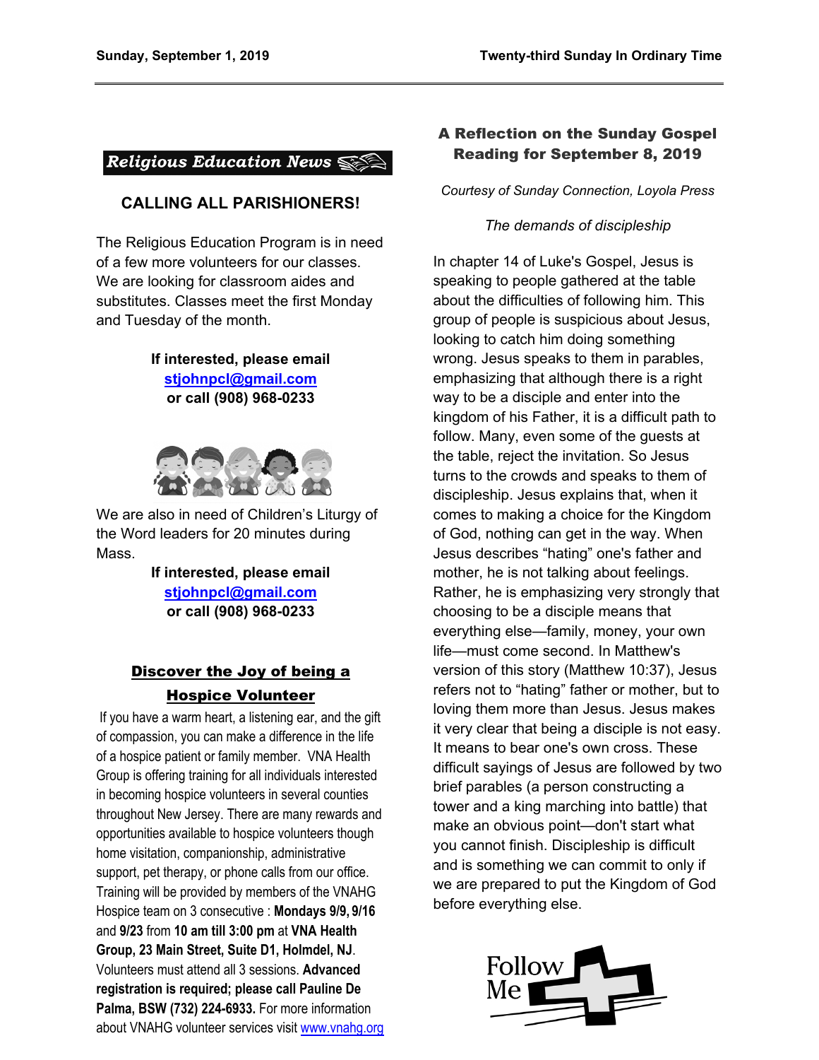## Religious Education News

### CALLING ALL PARISHIONERS!

The Religious Education Program is in need of a few more volunteers for our classes. We are looking for classroom aides and substitutes. Classes meet the first Monday and Tuesday of the month.

**If interested, please email [stjohnpcl@gmail.com](mailto:stjohnpcl@gmail.com) or call (908) 968-0233**

We are also in need of Children's Liturgy of the Word leaders for 20 minutes during Mass.

**If interested, please email [stjohnpcl@gmail.com](mailto:stjohnpcl@gmail.com) or call (908) 968-0233**

### Discover the Joy of being a Hospice Volunteer

If you have a warm heart, a listening ear, and the gift of compassion, you can make a difference in the life of a hospice patient or family member. VNA Health Group is offering training for all individuals interested in becoming hospice volunteers in several counties throughout New Jersey. There are many rewards and opportunities available to hospice volunteers though home visitation, companionship, administrative support, pet therapy, or phone calls from our office. Training will be provided by members of the VNAHG Hospice team on 3 consecutive : **Mondays 9/9, 9/16** and **9/23** from **10 am till 3:00 pm** at **VNA Health Group, 23 Main Street, Suite D1, Holmdel, NJ**. Volunteers must attend all 3 sessions. **Advanced registration is required; please call Pauline De Palma, BSW (732) 224-6933.** For more information about VNAHG volunteer services visit [www.vnahg.org](http://www.vnahg.org)

## A Reflection on the Sunday Gospel Reading for September 8, 2019

*Courtesy of Sunday Connection, Loyola Press*

*The demands of discipleship*

In chapter 14 of Luke's Gospel, Jesus is speaking to people gathered at the table about the difficulties of following him. This group of people is suspicious about Jesus, looking to catch him doing something wrong. Jesus speaks to them in parables, emphasizing that although there is a right way to be a disciple and enter into the kingdom of his Father, it is a difficult path to follow. Many, even some of the guests at the table, reject the invitation. So Jesus turns to the crowds and speaks to them of discipleship. Jesus explains that, when it comes to making a choice for the Kingdom of God, nothing can get in the way. When Jesus describes "hating" one's father and mother, he is not talking about feelings. Rather, he is emphasizing very strongly that choosing to be a disciple means that everything else—family, money, your own life—must come second. In Matthew's version of this story (Matthew 10:37), Jesus refers not to "hating" father or mother, but to loving them more than Jesus. Jesus makes it very clear that being a disciple is not easy. It means to bear one's own cross. These difficult sayings of Jesus are followed by two brief parables (a person constructing a tower and a king marching into battle) that make an obvious point—don't start what you cannot finish. Discipleship is difficult and is something we can commit to only if we are prepared to put the Kingdom of God before everything else.

Follow Me